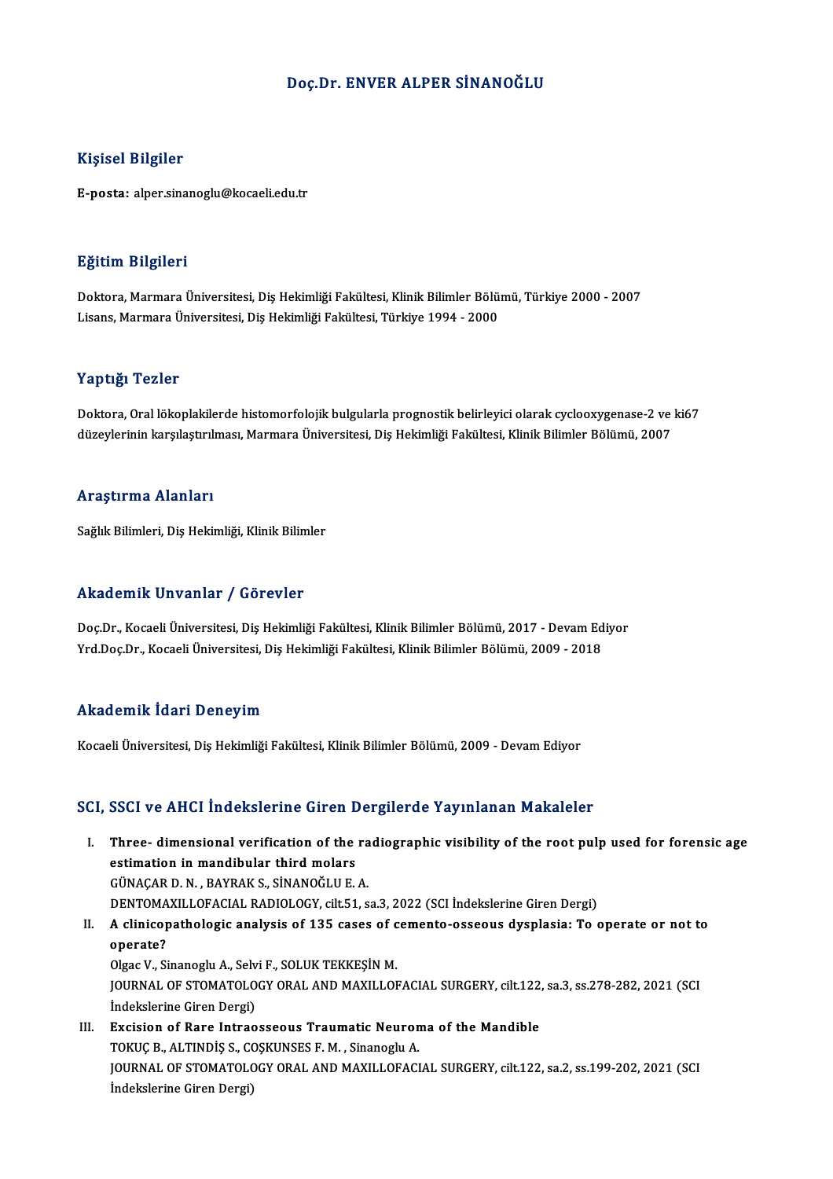# Doç.Dr. ENVER ALPER SİNANOĞLU

## Kişisel Bilgiler

**E-posta:** alper.sinanoglu@kocaeli.edu.tr

## Eğitim Bilgileri

Doktora, Marmara Üniversitesi, Diş Hekimliği Fakültesi, Klinik Bilimler Bölümü, Türkiye 2000 - 2007
Lisans, Marmara Üniversitesi, Diş Hekimliği Fakültesi, Türkiye 1994 - 2000

## Yaptığı Tezler

Doktora, Oral lökoplakilerde histomorfolojik bulgularla prognostik belirleyici olarak cyclooxygenase-2 ve ki67 düzeylerinin karşılaştırılması, Marmara Üniversitesi, Diş Hekimliği Fakültesi, Klinik Bilimler Bölümü, 2007

## Araştırma Alanları

Sağlık Bilimleri, Diş Hekimliği, Klinik Bilimler

## Akademik Unvanlar / Görevler

Doç.Dr., Kocaeli Üniversitesi, Diş Hekimliği Fakültesi, Klinik Bilimler Bölümü, 2017 - Devam Ediyor
Yrd.Doç.Dr., Kocaeli Üniversitesi, Diş Hekimliği Fakültesi, Klinik Bilimler Bölümü, 2009 - 2018

## Akademik İdari Deneyim

Kocaeli Üniversitesi, Diş Hekimliği Fakültesi, Klinik Bilimler Bölümü, 2009 - Devam Ediyor

## SCI, SSCI ve AHCI İndekslerine Giren Dergilerde Yayınlanan Makaleler

I. **Three- dimensional verification of the radiographic visibility of the root pulp used for forensic age estimation in mandibular third molars**
GÜNAÇAR D. N. , BAYRAK S., SİNANOĞLU E. A.
DENTOMAXILLOFACIAL RADIOLOGY, cilt.51, sa.3, 2022 (SCI İndekslerine Giren Dergi)

II. **A clinicopathologic analysis of 135 cases of cemento-osseous dysplasia: To operate or not to operate?**
Olgac V., Sinanoglu A., Selvi F., SOLUK TEKKEŞİN M.
JOURNAL OF STOMATOLOGY ORAL AND MAXILLOFACIAL SURGERY, cilt.122, sa.3, ss.278-282, 2021 (SCI İndekslerine Giren Dergi)

III. **Excision of Rare Intraosseous Traumatic Neuroma of the Mandible**
TOKUÇ B., ALTINDİŞ S., COŞKUNSES F. M. , Sinanoglu A.
JOURNAL OF STOMATOLOGY ORAL AND MAXILLOFACIAL SURGERY, cilt.122, sa.2, ss.199-202, 2021 (SCI İndekslerine Giren Dergi)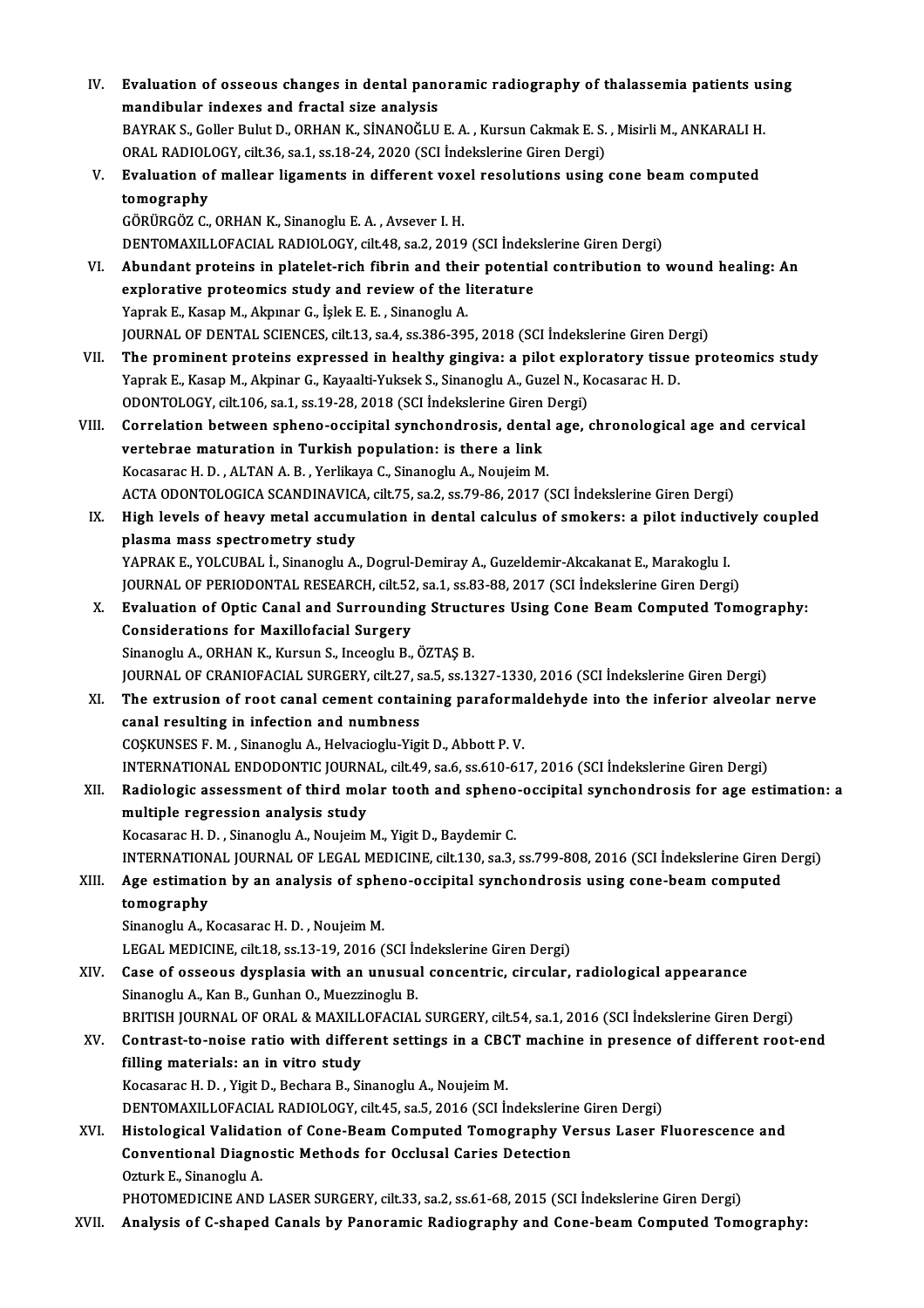IV. **Evaluation of osseous changes in dental panoramic radiography of thalassemia patients using mandibular indexes and fractal size analysis**
BAYRAK S., Goller Bulut D., ORHAN K., SİNANOĞLU E. A. , Kursun Cakmak E. S. , Misirli M., ANKARALI H.
ORAL RADIOLOGY, cilt.36, sa.1, ss.18-24, 2020 (SCI İndekslerine Giren Dergi)

V. **Evaluation of mallear ligaments in different voxel resolutions using cone beam computed tomography**
GÖRÜRGÖZ C., ORHAN K., Sinanoglu E. A. , Avsever I. H.
DENTOMAXILLOFACIAL RADIOLOGY, cilt.48, sa.2, 2019 (SCI İndekslerine Giren Dergi)

VI. **Abundant proteins in platelet-rich fibrin and their potential contribution to wound healing: An explorative proteomics study and review of the literature**
Yaprak E., Kasap M., Akpınar G., İşlek E. E. , Sinanoglu A.
JOURNAL OF DENTAL SCIENCES, cilt.13, sa.4, ss.386-395, 2018 (SCI İndekslerine Giren Dergi)

VII. **The prominent proteins expressed in healthy gingiva: a pilot exploratory tissue proteomics study**
Yaprak E., Kasap M., Akpinar G., Kayaalti-Yuksek S., Sinanoglu A., Guzel N., Kocasarac H. D.
ODONTOLOGY, cilt.106, sa.1, ss.19-28, 2018 (SCI İndekslerine Giren Dergi)

VIII. **Correlation between spheno-occipital synchondrosis, dental age, chronological age and cervical vertebrae maturation in Turkish population: is there a link**
Kocasarac H. D. , ALTAN A. B. , Yerlikaya C., Sinanoglu A., Noujeim M.
ACTA ODONTOLOGICA SCANDINAVICA, cilt.75, sa.2, ss.79-86, 2017 (SCI İndekslerine Giren Dergi)

IX. **High levels of heavy metal accumulation in dental calculus of smokers: a pilot inductively coupled plasma mass spectrometry study**
YAPRAK E., YOLCUBAL İ., Sinanoglu A., Dogrul-Demiray A., Guzeldemir-Akcakanat E., Marakoglu I.
JOURNAL OF PERIODONTAL RESEARCH, cilt.52, sa.1, ss.83-88, 2017 (SCI İndekslerine Giren Dergi)

X. **Evaluation of Optic Canal and Surrounding Structures Using Cone Beam Computed Tomography: Considerations for Maxillofacial Surgery**
Sinanoglu A., ORHAN K., Kursun S., Inceoglu B., ÖZTAŞ B.
JOURNAL OF CRANIOFACIAL SURGERY, cilt.27, sa.5, ss.1327-1330, 2016 (SCI İndekslerine Giren Dergi)

XI. **The extrusion of root canal cement containing paraformaldehyde into the inferior alveolar nerve canal resulting in infection and numbness**
COŞKUNSES F. M. , Sinanoglu A., Helvacioglu-Yigit D., Abbott P. V.
INTERNATIONAL ENDODONTIC JOURNAL, cilt.49, sa.6, ss.610-617, 2016 (SCI İndekslerine Giren Dergi)

XII. **Radiologic assessment of third molar tooth and spheno-occipital synchondrosis for age estimation: a multiple regression analysis study**
Kocasarac H. D. , Sinanoglu A., Noujeim M., Yigit D., Baydemir C.
INTERNATIONAL JOURNAL OF LEGAL MEDICINE, cilt.130, sa.3, ss.799-808, 2016 (SCI İndekslerine Giren Dergi)

XIII. **Age estimation by an analysis of spheno-occipital synchondrosis using cone-beam computed tomography**
Sinanoglu A., Kocasarac H. D. , Noujeim M.
LEGAL MEDICINE, cilt.18, ss.13-19, 2016 (SCI İndekslerine Giren Dergi)

XIV. **Case of osseous dysplasia with an unusual concentric, circular, radiological appearance**
Sinanoglu A., Kan B., Gunhan O., Muezzinoglu B.
BRITISH JOURNAL OF ORAL & MAXILLOFACIAL SURGERY, cilt.54, sa.1, 2016 (SCI İndekslerine Giren Dergi)

XV. **Contrast-to-noise ratio with different settings in a CBCT machine in presence of different root-end filling materials: an in vitro study**
Kocasarac H. D. , Yigit D., Bechara B., Sinanoglu A., Noujeim M.
DENTOMAXILLOFACIAL RADIOLOGY, cilt.45, sa.5, 2016 (SCI İndekslerine Giren Dergi)

XVI. **Histological Validation of Cone-Beam Computed Tomography Versus Laser Fluorescence and Conventional Diagnostic Methods for Occlusal Caries Detection**
Ozturk E., Sinanoglu A.
PHOTOMEDICINE AND LASER SURGERY, cilt.33, sa.2, ss.61-68, 2015 (SCI İndekslerine Giren Dergi)

XVII. **Analysis of C-shaped Canals by Panoramic Radiography and Cone-beam Computed Tomography:**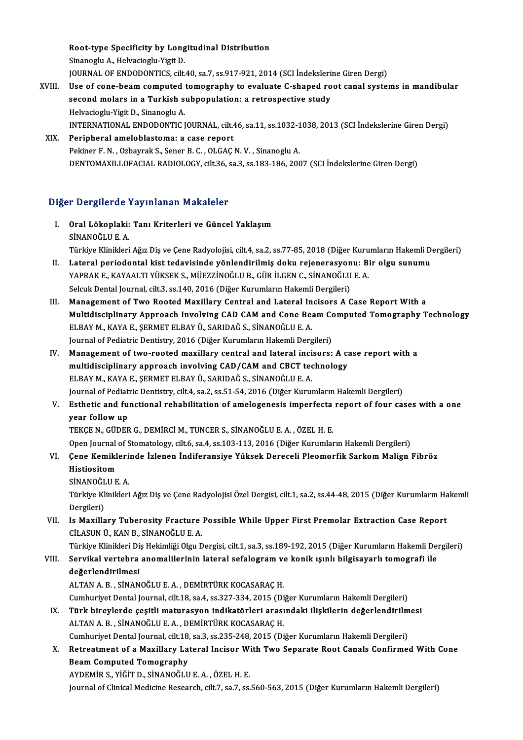Root-type Specificity by Longitudinal Distribution
Sinanoglu A., Helvacioglu-Yigit D.
JOURNAL OF ENDODONTICS, cilt.40, sa.7, ss.917-921, 2014 (SCI İndekslerine Giren Dergi)

XVIII. **Use of cone-beam computed tomography to evaluate C-shaped root canal systems in mandibular second molars in a Turkish subpopulation: a retrospective study**
Helvacioglu-Yigit D., Sinanoglu A.
INTERNATIONAL ENDODONTIC JOURNAL, cilt.46, sa.11, ss.1032-1038, 2013 (SCI İndekslerine Giren Dergi)

XIX. **Peripheral ameloblastoma: a case report**
Pekiner F. N. , Ozbayrak S., Sener B. C. , OLGAÇ N. V. , Sinanoglu A.
DENTOMAXILLOFACIAL RADIOLOGY, cilt.36, sa.3, ss.183-186, 2007 (SCI İndekslerine Giren Dergi)

## Diğer Dergilerde Yayınlanan Makaleler

I. **Oral Lökoplaki: Tanı Kriterleri ve Güncel Yaklaşım**
SİNANOĞLU E. A.
Türkiye Klinikleri Ağız Diş ve Çene Radyolojisi, cilt.4, sa.2, ss.77-85, 2018 (Diğer Kurumların Hakemli Dergileri)

II. **Lateral periodontal kist tedavisinde yönlendirilmiş doku rejenerasyonu: Bir olgu sunumu**
YAPRAK E., KAYAALTI YÜKSEK S., MÜEZZİNOĞLU B., GÜR İLGEN C., SİNANOĞLU E. A.
Selcuk Dental Journal, cilt.3, ss.140, 2016 (Diğer Kurumların Hakemli Dergileri)

III. **Management of Two Rooted Maxillary Central and Lateral Incisors A Case Report With a Multidisciplinary Approach Involving CAD CAM and Cone Beam Computed Tomography Technology**
ELBAY M., KAYA E., ŞERMET ELBAY Ü., SARIDAĞ S., SİNANOĞLU E. A.
Journal of Pediatric Dentistry, 2016 (Diğer Kurumların Hakemli Dergileri)

IV. **Management of two-rooted maxillary central and lateral incisors: A case report with a multidisciplinary approach involving CAD/CAM and CBCT technology**
ELBAY M., KAYA E., ŞERMET ELBAY Ü., SARIDAĞ S., SİNANOĞLU E. A.
Journal of Pediatric Dentistry, cilt.4, sa.2, ss.51-54, 2016 (Diğer Kurumların Hakemli Dergileri)

V. **Esthetic and functional rehabilitation of amelogenesis imperfecta report of four cases with a one year follow up**
TEKÇE N., GÜDER G., DEMİRCİ M., TUNCER S., SİNANOĞLU E. A. , ÖZEL H. E.
Open Journal of Stomatology, cilt.6, sa.4, ss.103-113, 2016 (Diğer Kurumların Hakemli Dergileri)

VI. **Çene Kemiklerinde İzlenen İndiferansiye Yüksek Dereceli Pleomorfik Sarkom Malign Fibröz Histiositom**
SİNANOĞLU E. A.
Türkiye Klinikleri Ağız Diş ve Çene Radyolojisi Özel Dergisi, cilt.1, sa.2, ss.44-48, 2015 (Diğer Kurumların Hakemli Dergileri)

VII. **Is Maxillary Tuberosity Fracture Possible While Upper First Premolar Extraction Case Report**
CİLASUN Ü., KAN B., SİNANOĞLU E. A.
Türkiye Klinikleri Diş Hekimliği Olgu Dergisi, cilt.1, sa.3, ss.189-192, 2015 (Diğer Kurumların Hakemli Dergileri)

VIII. **Servikal vertebra anomalilerinin lateral sefalogram ve konik ışınlı bilgisayarlı tomografi ile değerlendirilmesi**
ALTAN A. B. , SİNANOĞLU E. A. , DEMİRTÜRK KOCASARAÇ H.
Cumhuriyet Dental Journal, cilt.18, sa.4, ss.327-334, 2015 (Diğer Kurumların Hakemli Dergileri)

IX. **Türk bireylerde çeşitli maturasyon indikatörleri arasındaki ilişkilerin değerlendirilmesi**
ALTAN A. B. , SİNANOĞLU E. A. , DEMİRTÜRK KOCASARAÇ H.
Cumhuriyet Dental Journal, cilt.18, sa.3, ss.235-248, 2015 (Diğer Kurumların Hakemli Dergileri)

X. **Retreatment of a Maxillary Lateral Incisor With Two Separate Root Canals Confirmed With Cone Beam Computed Tomography**
AYDEMİR S., YİĞİT D., SİNANOĞLU E. A. , ÖZEL H. E.
Journal of Clinical Medicine Research, cilt.7, sa.7, ss.560-563, 2015 (Diğer Kurumların Hakemli Dergileri)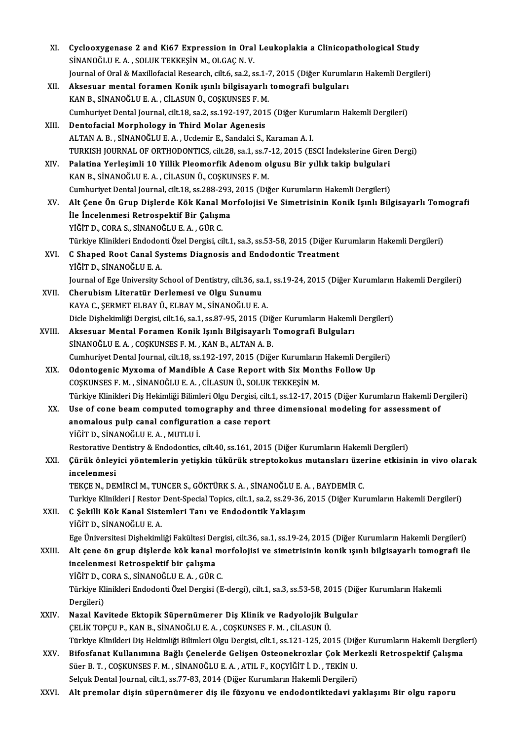XI. **Cyclooxygenase 2 and Ki67 Expression in Oral Leukoplakia a Clinicopathological Study**
SİNANOĞLU E. A. , SOLUK TEKKEŞİN M., OLGAÇ N. V.
Journal of Oral & Maxillofacial Research, cilt.6, sa.2, ss.1-7, 2015 (Diğer Kurumların Hakemli Dergileri)

XII. **Aksesuar mental foramen Konik ışınlı bilgisayarlı tomografi bulguları**
KAN B., SİNANOĞLU E. A. , CİLASUN Ü., COŞKUNSES F. M.
Cumhuriyet Dental Journal, cilt.18, sa.2, ss.192-197, 2015 (Diğer Kurumların Hakemli Dergileri)

XIII. **Dentofacial Morphology in Third Molar Agenesis**
ALTAN A. B. , SİNANOĞLU E. A. , Ucdemir E., Sandalci S., Karaman A. I.
TURKISH JOURNAL OF ORTHODONTICS, cilt.28, sa.1, ss.7-12, 2015 (ESCI İndekslerine Giren Dergi)

XIV. **Palatina Yerleşimli 10 Yillik Pleomorfik Adenom olgusu Bir yıllık takip bulgulari**
KAN B., SİNANOĞLU E. A. , CİLASUN Ü., COŞKUNSES F. M.
Cumhuriyet Dental Journal, cilt.18, ss.288-293, 2015 (Diğer Kurumların Hakemli Dergileri)

XV. **Alt Çene Ön Grup Dişlerde Kök Kanal Morfolojisi Ve Simetrisinin Konik Işınlı Bilgisayarlı Tomografi İle İncelenmesi Retrospektif Bir Çalışma**
YİĞİT D., CORA S., SİNANOĞLU E. A. , GÜR C.
Türkiye Klinikleri Endodonti Özel Dergisi, cilt.1, sa.3, ss.53-58, 2015 (Diğer Kurumların Hakemli Dergileri)

XVI. **C Shaped Root Canal Systems Diagnosis and Endodontic Treatment**
YİĞİT D., SİNANOĞLU E. A.
Journal of Ege University School of Dentistry, cilt.36, sa.1, ss.19-24, 2015 (Diğer Kurumların Hakemli Dergileri)

XVII. **Cherubism Literatür Derlemesi ve Olgu Sunumu**
KAYA C., ŞERMET ELBAY Ü., ELBAY M., SİNANOĞLU E. A.
Dicle Dişhekimliği Dergisi, cilt.16, sa.1, ss.87-95, 2015 (Diğer Kurumların Hakemli Dergileri)

XVIII. **Aksesuar Mental Foramen Konik Işınlı Bilgisayarlı Tomografi Bulguları**
SİNANOĞLU E. A. , COŞKUNSES F. M. , KAN B., ALTAN A. B.
Cumhuriyet Dental Journal, cilt.18, ss.192-197, 2015 (Diğer Kurumların Hakemli Dergileri)

XIX. **Odontogenic Myxoma of Mandible A Case Report with Six Months Follow Up**
COŞKUNSES F. M. , SİNANOĞLU E. A. , CİLASUN Ü., SOLUK TEKKEŞİN M.
Türkiye Klinikleri Diş Hekimliği Bilimleri Olgu Dergisi, cilt.1, ss.12-17, 2015 (Diğer Kurumların Hakemli Dergileri)

XX. **Use of cone beam computed tomography and three dimensional modeling for assessment of anomalous pulp canal configuration a case report**
YİĞİT D., SİNANOĞLU E. A. , MUTLU İ.
Restorative Dentistry & Endodontics, cilt.40, ss.161, 2015 (Diğer Kurumların Hakemli Dergileri)

XXI. **Çürük önleyici yöntemlerin yetişkin tükürük streptokokus mutansları üzerine etkisinin in vivo olarak incelenmesi**
TEKÇE N., DEMİRCİ M., TUNCER S., GÖKTÜRK S. A. , SİNANOĞLU E. A. , BAYDEMİR C.
Turkiye Klinikleri J Restor Dent-Special Topics, cilt.1, sa.2, ss.29-36, 2015 (Diğer Kurumların Hakemli Dergileri)

XXII. **C Şekilli Kök Kanal Sistemleri Tanı ve Endodontik Yaklaşım**
YİĞİT D., SİNANOĞLU E. A.
Ege Üniversitesi Dişhekimliği Fakültesi Dergisi, cilt.36, sa.1, ss.19-24, 2015 (Diğer Kurumların Hakemli Dergileri)

XXIII. **Alt çene ön grup dişlerde kök kanal morfolojisi ve simetrisinin konik ışınlı bilgisayarlı tomografi ile incelenmesi Retrospektif bir çalışma**
YİĞİT D., CORA S., SİNANOĞLU E. A. , GÜR C.
Türkiye Klinikleri Endodonti Özel Dergisi (E-dergi), cilt.1, sa.3, ss.53-58, 2015 (Diğer Kurumların Hakemli Dergileri)

XXIV. **Nazal Kavitede Ektopik Süpernümerer Diş Klinik ve Radyolojik Bulgular**
ÇELİK TOPÇU P., KAN B., SİNANOĞLU E. A. , COŞKUNSES F. M. , CİLASUN Ü.
Türkiye Klinikleri Diş Hekimliği Bilimleri Olgu Dergisi, cilt.1, ss.121-125, 2015 (Diğer Kurumların Hakemli Dergileri)

XXV. **Bifosfanat Kullanımına Bağlı Çenelerde Gelişen Osteonekrozlar Çok Merkezli Retrospektif Çalışma**
Süer B. T. , COŞKUNSES F. M. , SİNANOĞLU E. A. , ATIL F., KOÇYİĞİT İ. D. , TEKİN U.
Selçuk Dental Journal, cilt.1, ss.77-83, 2014 (Diğer Kurumların Hakemli Dergileri)

XXVI. **Alt premolar dişin süpernümerer diş ile füzyonu ve endodontiktedavi yaklaşımı Bir olgu raporu**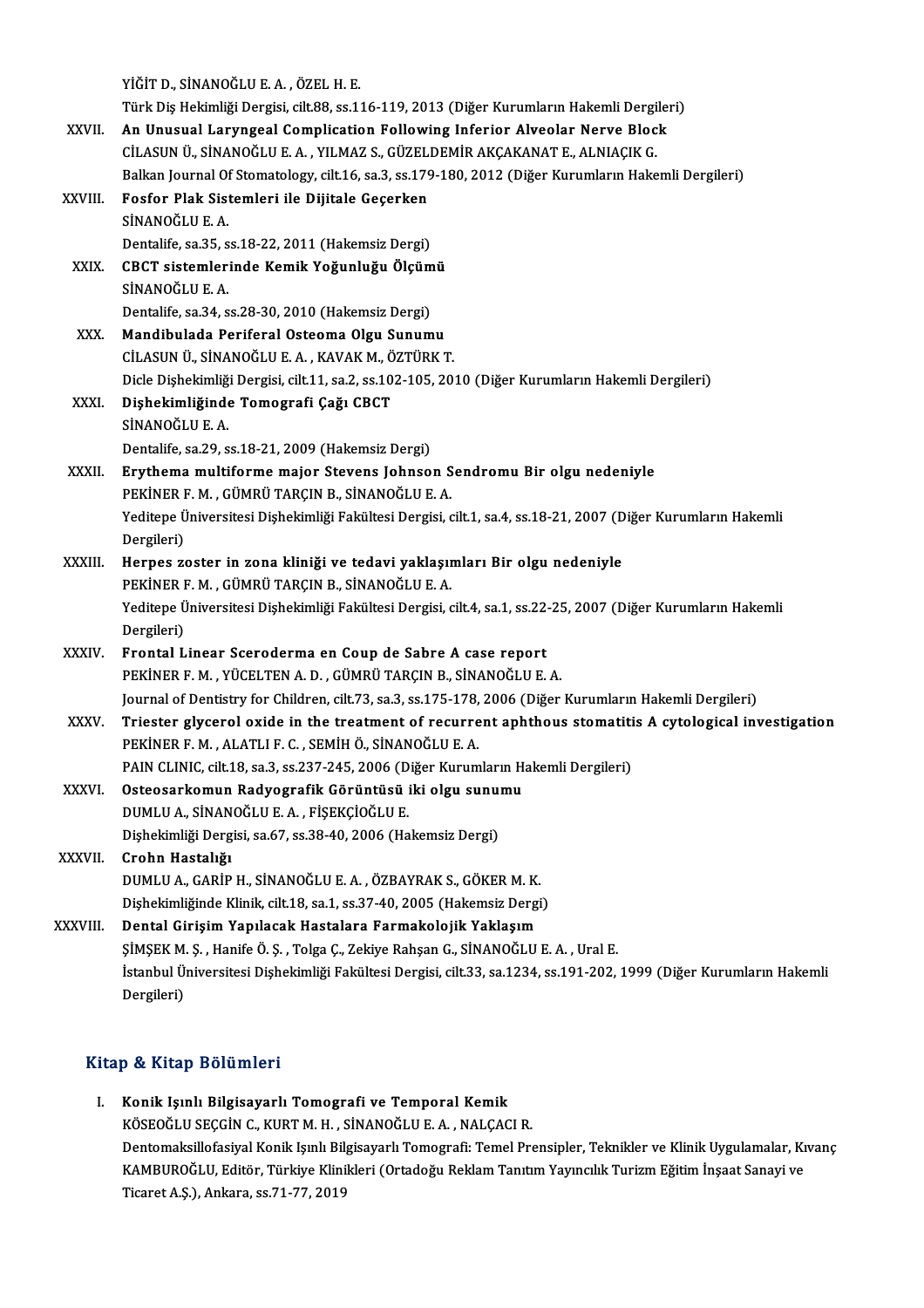YİĞİT D., SİNANOĞLU E. A. , ÖZEL H. E.
Türk Diş Hekimliği Dergisi, cilt.88, ss.116-119, 2013 (Diğer Kurumların Hakemli Dergileri)

XXVII. **An Unusual Laryngeal Complication Following Inferior Alveolar Nerve Block**
CİLASUN Ü., SİNANOĞLU E. A. , YILMAZ S., GÜZELDEMİR AKÇAKANAT E., ALNIAÇIK G.
Balkan Journal Of Stomatology, cilt.16, sa.3, ss.179-180, 2012 (Diğer Kurumların Hakemli Dergileri)

XXVIII. **Fosfor Plak Sistemleri ile Dijitale Geçerken**
SİNANOĞLU E. A.
Dentalife, sa.35, ss.18-22, 2011 (Hakemsiz Dergi)

XXIX. **CBCT sistemlerinde Kemik Yoğunluğu Ölçümü**
SİNANOĞLU E. A.
Dentalife, sa.34, ss.28-30, 2010 (Hakemsiz Dergi)

XXX. **Mandibulada Periferal Osteoma Olgu Sunumu**
CİLASUN Ü., SİNANOĞLU E. A. , KAVAK M., ÖZTÜRK T.
Dicle Dişhekimliği Dergisi, cilt.11, sa.2, ss.102-105, 2010 (Diğer Kurumların Hakemli Dergileri)

XXXI. **Dişhekimliğinde Tomografi Çağı CBCT**
SİNANOĞLU E. A.
Dentalife, sa.29, ss.18-21, 2009 (Hakemsiz Dergi)

XXXII. **Erythema multiforme major Stevens Johnson Sendromu Bir olgu nedeniyle**
PEKİNER F. M. , GÜMRÜ TARÇIN B., SİNANOĞLU E. A.
Yeditepe Üniversitesi Dişhekimliği Fakültesi Dergisi, cilt.1, sa.4, ss.18-21, 2007 (Diğer Kurumların Hakemli Dergileri)

XXXIII. **Herpes zoster in zona kliniği ve tedavi yaklaşımları Bir olgu nedeniyle**
PEKİNER F. M. , GÜMRÜ TARÇIN B., SİNANOĞLU E. A.
Yeditepe Üniversitesi Dişhekimliği Fakültesi Dergisi, cilt.4, sa.1, ss.22-25, 2007 (Diğer Kurumların Hakemli Dergileri)

XXXIV. **Frontal Linear Sceroderma en Coup de Sabre A case report**
PEKİNER F. M. , YÜCELTEN A. D. , GÜMRÜ TARÇIN B., SİNANOĞLU E. A.
Journal of Dentistry for Children, cilt.73, sa.3, ss.175-178, 2006 (Diğer Kurumların Hakemli Dergileri)

XXXV. **Triester glycerol oxide in the treatment of recurrent aphthous stomatitis A cytological investigation**
PEKİNER F. M. , ALATLI F. C. , SEMİH Ö., SİNANOĞLU E. A.
PAIN CLINIC, cilt.18, sa.3, ss.237-245, 2006 (Diğer Kurumların Hakemli Dergileri)

XXXVI. **Osteosarkomun Radyografik Görüntüsü iki olgu sunumu**
DUMLU A., SİNANOĞLU E. A. , FİŞEKÇİOĞLU E.
Dişhekimliği Dergisi, sa.67, ss.38-40, 2006 (Hakemsiz Dergi)

XXXVII. **Crohn Hastalığı**
DUMLU A., GARİP H., SİNANOĞLU E. A. , ÖZBAYRAK S., GÖKER M. K.
Dişhekimliğinde Klinik, cilt.18, sa.1, ss.37-40, 2005 (Hakemsiz Dergi)

XXXVIII. **Dental Girişim Yapılacak Hastalara Farmakolojik Yaklaşım**
ŞİMŞEK M. Ş. , Hanife Ö. Ş. , Tolga Ç., Zekiye Rahşan G., SİNANOĞLU E. A. , Ural E.
İstanbul Üniversitesi Dişhekimliği Fakültesi Dergisi, cilt.33, sa.1234, ss.191-202, 1999 (Diğer Kurumların Hakemli Dergileri)

## Kitap & Kitap Bölümleri

I. **Konik Işınlı Bilgisayarlı Tomografi ve Temporal Kemik**
KÖSEOĞLU SEÇGİN C., KURT M. H. , SİNANOĞLU E. A. , NALÇACI R.
Dentomaksillofasiyal Konik Işınlı Bilgisayarlı Tomografi: Temel Prensipler, Teknikler ve Klinik Uygulamalar, Kıvanç KAMBUROĞLU, Editör, Türkiye Klinikleri (Ortadoğu Reklam Tanıtım Yayıncılık Turizm Eğitim İnşaat Sanayi ve Ticaret A.Ş.), Ankara, ss.71-77, 2019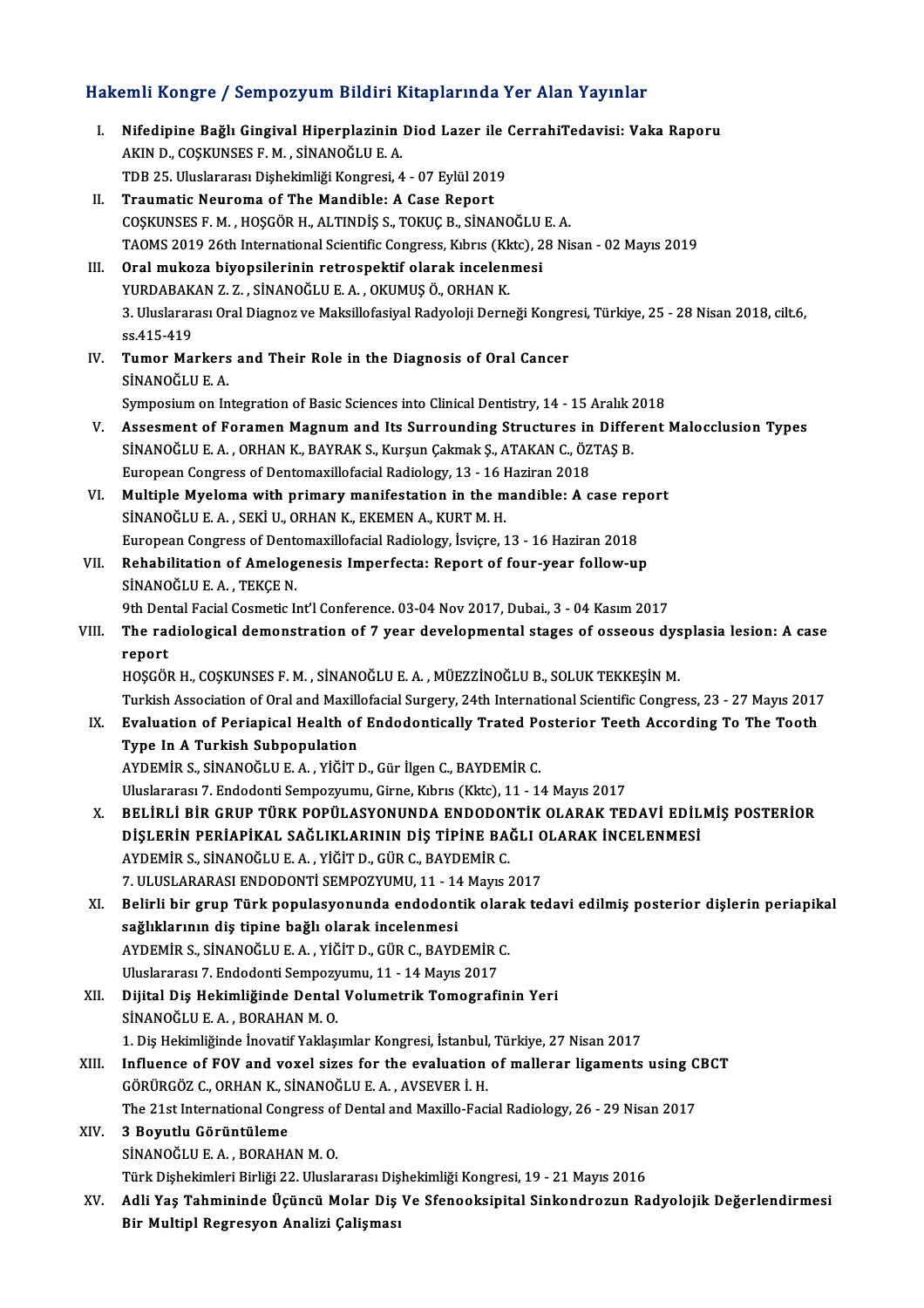## Hakemli Kongre / Sempozyum Bildiri Kitaplarında Yer Alan Yayınlar

I. **Nifedipine Bağlı Gingival Hiperplazinin Diod Lazer ile CerrahiTedavisi: Vaka Raporu**
   AKIN D., COŞKUNSES F. M. , SİNANOĞLU E. A.
   TDB 25. Uluslararası Dişhekimliği Kongresi, 4 - 07 Eylül 2019

II. **Traumatic Neuroma of The Mandible: A Case Report**
   COŞKUNSES F. M. , HOŞGÖR H., ALTINDİŞ S., TOKUÇ B., SİNANOĞLU E. A.
   TAOMS 2019 26th International Scientific Congress, Kıbrıs (Kktc), 28 Nisan - 02 Mayıs 2019

III. **Oral mukoza biyopsilerinin retrospektif olarak incelenmesi**
   YURDABAKAN Z. Z. , SİNANOĞLU E. A. , OKUMUŞ Ö., ORHAN K.
   3. Uluslararası Oral Diagnoz ve Maksillofasiyal Radyoloji Derneği Kongresi, Türkiye, 25 - 28 Nisan 2018, cilt.6, ss.415-419

IV. **Tumor Markers and Their Role in the Diagnosis of Oral Cancer**
   SİNANOĞLU E. A.
   Symposium on Integration of Basic Sciences into Clinical Dentistry, 14 - 15 Aralık 2018

V. **Assesment of Foramen Magnum and Its Surrounding Structures in Different Malocclusion Types**
   SİNANOĞLU E. A. , ORHAN K., BAYRAK S., Kurşun Çakmak Ş., ATAKAN C., ÖZTAŞ B.
   European Congress of Dentomaxillofacial Radiology, 13 - 16 Haziran 2018

VI. **Multiple Myeloma with primary manifestation in the mandible: A case report**
   SİNANOĞLU E. A. , SEKİ U., ORHAN K., EKEMEN A., KURT M. H.
   European Congress of Dentomaxillofacial Radiology, İsviçre, 13 - 16 Haziran 2018

VII. **Rehabilitation of Amelogenesis Imperfecta: Report of four-year follow-up**
   SİNANOĞLU E. A. , TEKÇE N.
   9th Dental Facial Cosmetic Int'l Conference. 03-04 Nov 2017, Dubai., 3 - 04 Kasım 2017

VIII. **The radiological demonstration of 7 year developmental stages of osseous dysplasia lesion: A case report**
   HOŞGÖR H., COŞKUNSES F. M. , SİNANOĞLU E. A. , MÜEZZİNOĞLU B., SOLUK TEKKEŞİN M.
   Turkish Association of Oral and Maxillofacial Surgery, 24th International Scientific Congress, 23 - 27 Mayıs 2017

IX. **Evaluation of Periapical Health of Endodontically Trated Posterior Teeth According To The Tooth Type In A Turkish Subpopulation**
   AYDEMİR S., SİNANOĞLU E. A. , YİĞİT D., Gür İlgen C., BAYDEMİR C.
   Uluslararası 7. Endodonti Sempozyumu, Girne, Kıbrıs (Kktc), 11 - 14 Mayıs 2017

X. **BELİRLİ BİR GRUP TÜRK POPÜLASYONUNDA ENDODONTİK OLARAK TEDAVİ EDİLMİŞ POSTERİOR DİŞLERİN PERİAPİKAL SAĞLIKLARININ DİŞ TİPİNE BAĞLI OLARAK İNCELENMESİ**
   AYDEMİR S., SİNANOĞLU E. A. , YİĞİT D., GÜR C., BAYDEMİR C.
   7. ULUSLARARASI ENDODONTİ SEMPOZYUMU, 11 - 14 Mayıs 2017

XI. **Belirli bir grup Türk populasyonunda endodontik olarak tedavi edilmiş posterior dişlerin periapikal sağlıklarının diş tipine bağlı olarak incelenmesi**
   AYDEMİR S., SİNANOĞLU E. A. , YİĞİT D., GÜR C., BAYDEMİR C.
   Uluslararası 7. Endodonti Sempozyumu, 11 - 14 Mayıs 2017

XII. **Dijital Diş Hekimliğinde Dental Volumetrik Tomografinin Yeri**
   SİNANOĞLU E. A. , BORAHAN M. O.
   1. Diş Hekimliğinde İnovatif Yaklaşımlar Kongresi, İstanbul, Türkiye, 27 Nisan 2017

XIII. **Influence of FOV and voxel sizes for the evaluation of mallerar ligaments using CBCT**
   GÖRÜRGÖZ C., ORHAN K., SİNANOĞLU E. A. , AVSEVER İ. H.
   The 21st International Congress of Dental and Maxillo-Facial Radiology, 26 - 29 Nisan 2017

XIV. **3 Boyutlu Görüntüleme**
   SİNANOĞLU E. A. , BORAHAN M. O.
   Türk Dişhekimleri Birliği 22. Uluslararası Dişhekimliği Kongresi, 19 - 21 Mayıs 2016

XV. **Adli Yaş Tahmininde Üçüncü Molar Diş Ve Sfenooksipital Sinkondrozun Radyolojik Değerlendirmesi Bir Multipl Regresyon Analizi Çalışması**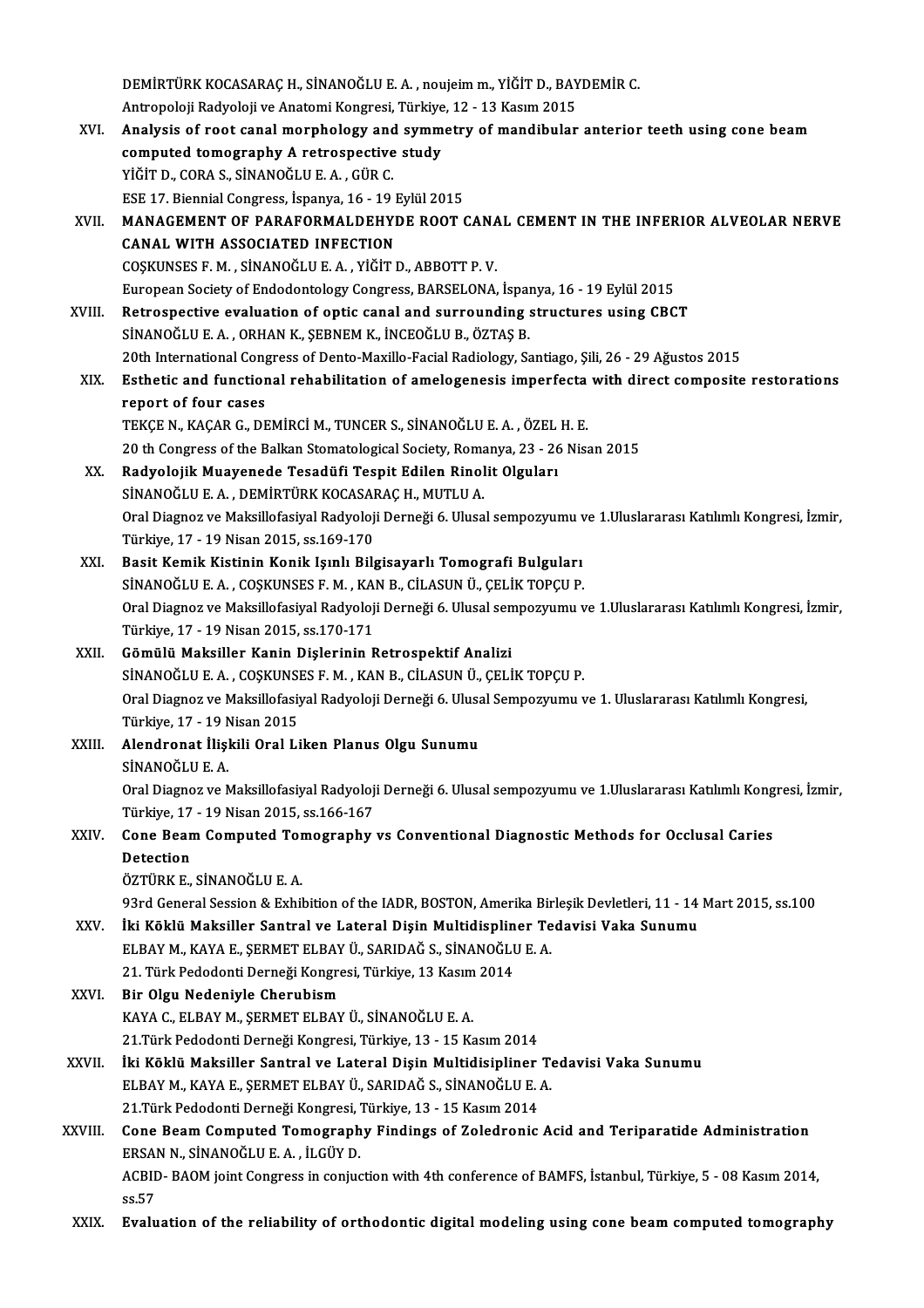DEMİRTÜRK KOCASARAÇ H., SİNANOĞLU E. A. , noujeim m., YİĞİT D., BAYDEMİR C.
Antropoloji Radyoloji ve Anatomi Kongresi, Türkiye, 12 - 13 Kasım 2015

XVI. **Analysis of root canal morphology and symmetry of mandibular anterior teeth using cone beam computed tomography A retrospective study**
YİĞİT D., CORA S., SİNANOĞLU E. A. , GÜR C.
ESE 17. Biennial Congress, İspanya, 16 - 19 Eylül 2015

XVII. **MANAGEMENT OF PARAFORMALDEHYDE ROOT CANAL CEMENT IN THE INFERIOR ALVEOLAR NERVE CANAL WITH ASSOCIATED INFECTION**
COŞKUNSES F. M. , SİNANOĞLU E. A. , YİĞİT D., ABBOTT P. V.
European Society of Endodontology Congress, BARSELONA, İspanya, 16 - 19 Eylül 2015

XVIII. **Retrospective evaluation of optic canal and surrounding structures using CBCT**
SİNANOĞLU E. A. , ORHAN K., ŞEBNEM K., İNCEOĞLU B., ÖZTAŞ B.
20th International Congress of Dento-Maxillo-Facial Radiology, Santiago, Şili, 26 - 29 Ağustos 2015

XIX. **Esthetic and functional rehabilitation of amelogenesis imperfecta with direct composite restorations report of four cases**
TEKÇE N., KAÇAR G., DEMİRCİ M., TUNCER S., SİNANOĞLU E. A. , ÖZEL H. E.
20 th Congress of the Balkan Stomatological Society, Romanya, 23 - 26 Nisan 2015

XX. **Radyolojik Muayenede Tesadüfi Tespit Edilen Rinolit Olguları**
SİNANOĞLU E. A. , DEMİRTÜRK KOCASARAÇ H., MUTLU A.
Oral Diagnoz ve Maksillofasiyal Radyoloji Derneği 6. Ulusal sempozyumu ve 1.Uluslararası Katılımlı Kongresi, İzmir, Türkiye, 17 - 19 Nisan 2015, ss.169-170

XXI. **Basit Kemik Kistinin Konik Işınlı Bilgisayarlı Tomografi Bulguları**
SİNANOĞLU E. A. , COŞKUNSES F. M. , KAN B., CİLASUN Ü., ÇELİK TOPÇU P.
Oral Diagnoz ve Maksillofasiyal Radyoloji Derneği 6. Ulusal sempozyumu ve 1.Uluslararası Katılımlı Kongresi, İzmir, Türkiye, 17 - 19 Nisan 2015, ss.170-171

XXII. **Gömülü Maksiller Kanin Dişlerinin Retrospektif Analizi**
SİNANOĞLU E. A. , COŞKUNSES F. M. , KAN B., CİLASUN Ü., ÇELİK TOPÇU P.
Oral Diagnoz ve Maksillofasiyal Radyoloji Derneği 6. Ulusal Sempozyumu ve 1. Uluslararası Katılımlı Kongresi, Türkiye, 17 - 19 Nisan 2015

XXIII. **Alendronat İlişkili Oral Liken Planus Olgu Sunumu**
SİNANOĞLU E. A.
Oral Diagnoz ve Maksillofasiyal Radyoloji Derneği 6. Ulusal sempozyumu ve 1.Uluslararası Katılımlı Kongresi, İzmir, Türkiye, 17 - 19 Nisan 2015, ss.166-167

XXIV. **Cone Beam Computed Tomography vs Conventional Diagnostic Methods for Occlusal Caries Detection**
ÖZTÜRK E., SİNANOĞLU E. A.
93rd General Session & Exhibition of the IADR, BOSTON, Amerika Birleşik Devletleri, 11 - 14 Mart 2015, ss.100

XXV. **İki Köklü Maksiller Santral ve Lateral Dişin Multidispliner Tedavisi Vaka Sunumu**
ELBAY M., KAYA E., ŞERMET ELBAY Ü., SARIDAĞ S., SİNANOĞLU E. A.
21. Türk Pedodonti Derneği Kongresi, Türkiye, 13 Kasım 2014

XXVI. **Bir Olgu Nedeniyle Cherubism**
KAYA C., ELBAY M., ŞERMET ELBAY Ü., SİNANOĞLU E. A.
21.Türk Pedodonti Derneği Kongresi, Türkiye, 13 - 15 Kasım 2014

XXVII. **İki Köklü Maksiller Santral ve Lateral Dişin Multidisipliner Tedavisi Vaka Sunumu**
ELBAY M., KAYA E., ŞERMET ELBAY Ü., SARIDAĞ S., SİNANOĞLU E. A.
21.Türk Pedodonti Derneği Kongresi, Türkiye, 13 - 15 Kasım 2014

XXVIII. **Cone Beam Computed Tomography Findings of Zoledronic Acid and Teriparatide Administration**
ERSAN N., SİNANOĞLU E. A. , İLGÜY D.
ACBID- BAOM joint Congress in conjuction with 4th conference of BAMFS, İstanbul, Türkiye, 5 - 08 Kasım 2014, ss.57

XXIX. **Evaluation of the reliability of orthodontic digital modeling using cone beam computed tomography**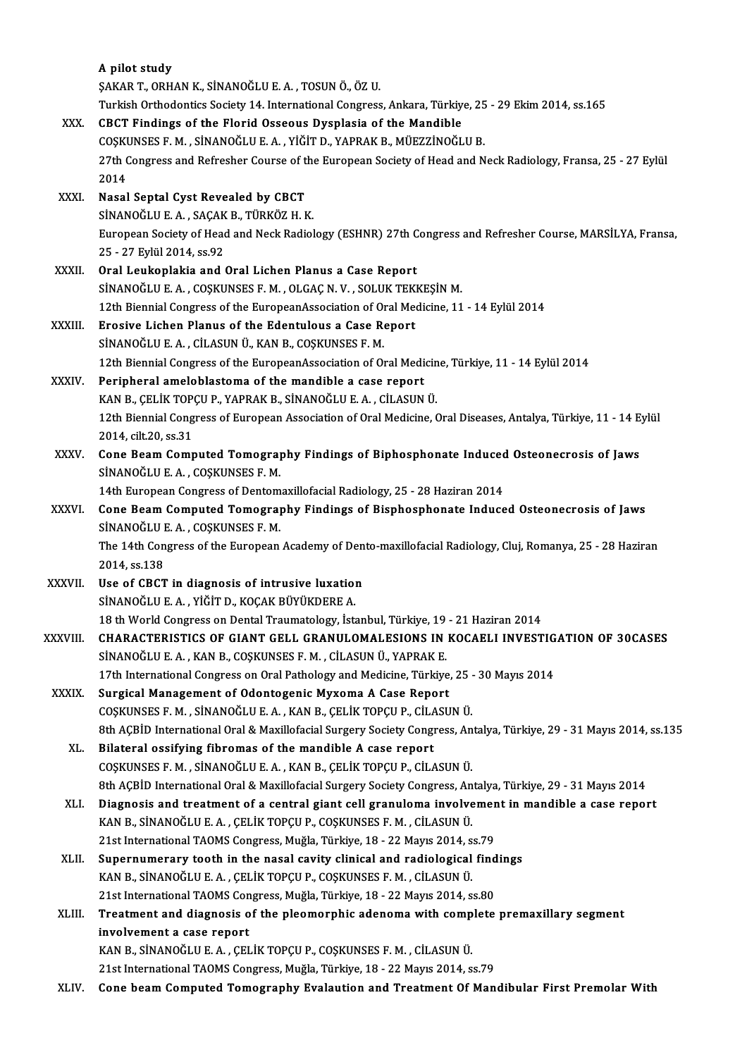A pilot study
ŞAKAR T., ORHAN K., SİNANOĞLU E. A. , TOSUN Ö., ÖZ U.
Turkish Orthodontics Society 14. International Congress, Ankara, Türkiye, 25 - 29 Ekim 2014, ss.165

XXX. **CBCT Findings of the Florid Osseous Dysplasia of the Mandible**
COŞKUNSES F. M. , SİNANOĞLU E. A. , YİĞİT D., YAPRAK B., MÜEZZİNOĞLU B.
27th Congress and Refresher Course of the European Society of Head and Neck Radiology, Fransa, 25 - 27 Eylül 2014

XXXI. **Nasal Septal Cyst Revealed by CBCT**
SİNANOĞLU E. A. , SAÇAK B., TÜRKÖZ H. K.
European Society of Head and Neck Radiology (ESHNR) 27th Congress and Refresher Course, MARSİLYA, Fransa, 25 - 27 Eylül 2014, ss.92

XXXII. **Oral Leukoplakia and Oral Lichen Planus a Case Report**
SİNANOĞLU E. A. , COŞKUNSES F. M. , OLGAÇ N. V. , SOLUK TEKKEŞİN M.
12th Biennial Congress of the EuropeanAssociation of Oral Medicine, 11 - 14 Eylül 2014

XXXIII. **Erosive Lichen Planus of the Edentulous a Case Report**
SİNANOĞLU E. A. , CİLASUN Ü., KAN B., COŞKUNSES F. M.
12th Biennial Congress of the EuropeanAssociation of Oral Medicine, Türkiye, 11 - 14 Eylül 2014

XXXIV. **Peripheral ameloblastoma of the mandible a case report**
KAN B., ÇELİK TOPÇU P., YAPRAK B., SİNANOĞLU E. A. , CİLASUN Ü.
12th Biennial Congress of European Association of Oral Medicine, Oral Diseases, Antalya, Türkiye, 11 - 14 Eylül 2014, cilt.20, ss.31

XXXV. **Cone Beam Computed Tomography Findings of Biphosphonate Induced Osteonecrosis of Jaws**
SİNANOĞLU E. A. , COŞKUNSES F. M.
14th European Congress of Dentomaxillofacial Radiology, 25 - 28 Haziran 2014

XXXVI. **Cone Beam Computed Tomography Findings of Bisphosphonate Induced Osteonecrosis of Jaws**
SİNANOĞLU E. A. , COŞKUNSES F. M.
The 14th Congress of the European Academy of Dento-maxillofacial Radiology, Cluj, Romanya, 25 - 28 Haziran 2014, ss.138

XXXVII. **Use of CBCT in diagnosis of intrusive luxation**
SİNANOĞLU E. A. , YİĞİT D., KOÇAK BÜYÜKDERE A.
18 th World Congress on Dental Traumatology, İstanbul, Türkiye, 19 - 21 Haziran 2014

XXXVIII. **CHARACTERISTICS OF GIANT GELL GRANULOMALESIONS IN KOCAELI INVESTIGATION OF 30CASES**
SİNANOĞLU E. A. , KAN B., COŞKUNSES F. M. , CİLASUN Ü., YAPRAK E.
17th International Congress on Oral Pathology and Medicine, Türkiye, 25 - 30 Mayıs 2014

XXXIX. **Surgical Management of Odontogenic Myxoma A Case Report**
COŞKUNSES F. M. , SİNANOĞLU E. A. , KAN B., ÇELİK TOPÇU P., CİLASUN Ü.
8th AÇBİD International Oral & Maxillofacial Surgery Society Congress, Antalya, Türkiye, 29 - 31 Mayıs 2014, ss.135

XL. **Bilateral ossifying fibromas of the mandible A case report**
COŞKUNSES F. M. , SİNANOĞLU E. A. , KAN B., ÇELİK TOPÇU P., CİLASUN Ü.
8th AÇBİD International Oral & Maxillofacial Surgery Society Congress, Antalya, Türkiye, 29 - 31 Mayıs 2014

XLI. **Diagnosis and treatment of a central giant cell granuloma involvement in mandible a case report**
KAN B., SİNANOĞLU E. A. , ÇELİK TOPÇU P., COŞKUNSES F. M. , CİLASUN Ü.
21st International TAOMS Congress, Muğla, Türkiye, 18 - 22 Mayıs 2014, ss.79

XLII. **Supernumerary tooth in the nasal cavity clinical and radiological findings**
KAN B., SİNANOĞLU E. A. , ÇELİK TOPÇU P., COŞKUNSES F. M. , CİLASUN Ü.
21st International TAOMS Congress, Muğla, Türkiye, 18 - 22 Mayıs 2014, ss.80

XLIII. **Treatment and diagnosis of the pleomorphic adenoma with complete premaxillary segment involvement a case report**
KAN B., SİNANOĞLU E. A. , ÇELİK TOPÇU P., COŞKUNSES F. M. , CİLASUN Ü.
21st International TAOMS Congress, Muğla, Türkiye, 18 - 22 Mayıs 2014, ss.79

XLIV. **Cone beam Computed Tomography Evalaution and Treatment Of Mandibular First Premolar With**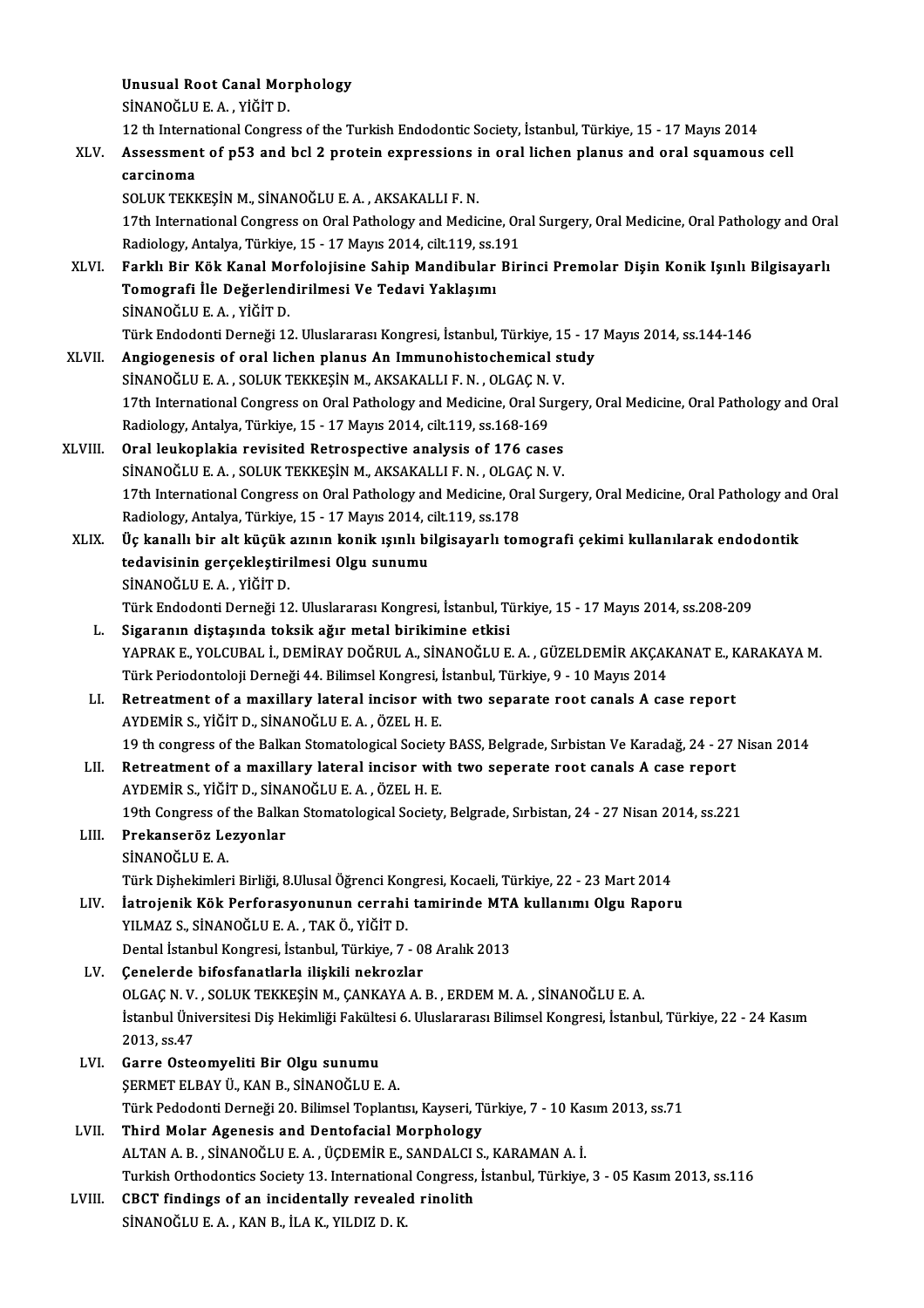**Unusual Root Canal Morphology**
SİNANOĞLU E. A. , YİĞİT D.
12 th International Congress of the Turkish Endodontic Society, İstanbul, Türkiye, 15 - 17 Mayıs 2014

XLV. **Assessment of p53 and bcl 2 protein expressions in oral lichen planus and oral squamous cell carcinoma**
SOLUK TEKKEŞİN M., SİNANOĞLU E. A. , AKSAKALLI F. N.
17th International Congress on Oral Pathology and Medicine, Oral Surgery, Oral Medicine, Oral Pathology and Oral Radiology, Antalya, Türkiye, 15 - 17 Mayıs 2014, cilt.119, ss.191

XLVI. **Farklı Bir Kök Kanal Morfolojisine Sahip Mandibular Birinci Premolar Dişin Konik Işınlı Bilgisayarlı Tomografi İle Değerlendirilmesi Ve Tedavi Yaklaşımı**
SİNANOĞLU E. A. , YİĞİT D.
Türk Endodonti Derneği 12. Uluslararası Kongresi, İstanbul, Türkiye, 15 - 17 Mayıs 2014, ss.144-146

XLVII. **Angiogenesis of oral lichen planus An Immunohistochemical study**
SİNANOĞLU E. A. , SOLUK TEKKEŞİN M., AKSAKALLI F. N. , OLGAÇ N. V.
17th International Congress on Oral Pathology and Medicine, Oral Surgery, Oral Medicine, Oral Pathology and Oral Radiology, Antalya, Türkiye, 15 - 17 Mayıs 2014, cilt.119, ss.168-169

XLVIII. **Oral leukoplakia revisited Retrospective analysis of 176 cases**
SİNANOĞLU E. A. , SOLUK TEKKEŞİN M., AKSAKALLI F. N. , OLGAÇ N. V.
17th International Congress on Oral Pathology and Medicine, Oral Surgery, Oral Medicine, Oral Pathology and Oral Radiology, Antalya, Türkiye, 15 - 17 Mayıs 2014, cilt.119, ss.178

XLIX. **Üç kanallı bir alt küçük azının konik ışınlı bilgisayarlı tomografi çekimi kullanılarak endodontik tedavisinin gerçekleştirilmesi Olgu sunumu**
SİNANOĞLU E. A. , YİĞİT D.
Türk Endodonti Derneği 12. Uluslararası Kongresi, İstanbul, Türkiye, 15 - 17 Mayıs 2014, ss.208-209

L. **Sigaranın diştaşında toksik ağır metal birikimine etkisi**
YAPRAK E., YOLCUBAL İ., DEMİRAY DOĞRUL A., SİNANOĞLU E. A. , GÜZELDEMİR AKÇAKANAT E., KARAKAYA M.
Türk Periodontoloji Derneği 44. Bilimsel Kongresi, İstanbul, Türkiye, 9 - 10 Mayıs 2014

LI. **Retreatment of a maxillary lateral incisor with two separate root canals A case report**
AYDEMİR S., YİĞİT D., SİNANOĞLU E. A. , ÖZEL H. E.
19 th congress of the Balkan Stomatological Society BASS, Belgrade, Sırbistan Ve Karadağ, 24 - 27 Nisan 2014

LII. **Retreatment of a maxillary lateral incisor with two seperate root canals A case report**
AYDEMİR S., YİĞİT D., SİNANOĞLU E. A. , ÖZEL H. E.
19th Congress of the Balkan Stomatological Society, Belgrade, Sırbistan, 24 - 27 Nisan 2014, ss.221

LIII. **Prekanseröz Lezyonlar**
SİNANOĞLU E. A.
Türk Dişhekimleri Birliği, 8.Ulusal Öğrenci Kongresi, Kocaeli, Türkiye, 22 - 23 Mart 2014

LIV. **İatrojenik Kök Perforasyonunun cerrahi tamirinde MTA kullanımı Olgu Raporu**
YILMAZ S., SİNANOĞLU E. A. , TAK Ö., YİĞİT D.
Dental İstanbul Kongresi, İstanbul, Türkiye, 7 - 08 Aralık 2013

LV. **Çenelerde bifosfanatlarla ilişkili nekrozlar**
OLGAÇ N. V. , SOLUK TEKKEŞİN M., ÇANKAYA A. B. , ERDEM M. A. , SİNANOĞLU E. A.
İstanbul Üniversitesi Diş Hekimliği Fakültesi 6. Uluslararası Bilimsel Kongresi, İstanbul, Türkiye, 22 - 24 Kasım 2013, ss.47

LVI. **Garre Osteomyeliti Bir Olgu sunumu**
ŞERMET ELBAY Ü., KAN B., SİNANOĞLU E. A.
Türk Pedodonti Derneği 20. Bilimsel Toplantısı, Kayseri, Türkiye, 7 - 10 Kasım 2013, ss.71

LVII. **Third Molar Agenesis and Dentofacial Morphology**
ALTAN A. B. , SİNANOĞLU E. A. , ÜÇDEMİR E., SANDALCI S., KARAMAN A. İ.
Turkish Orthodontics Society 13. International Congress, İstanbul, Türkiye, 3 - 05 Kasım 2013, ss.116

LVIII. **CBCT findings of an incidentally revealed rinolith**
SİNANOĞLU E. A. , KAN B., İLA K., YILDIZ D. K.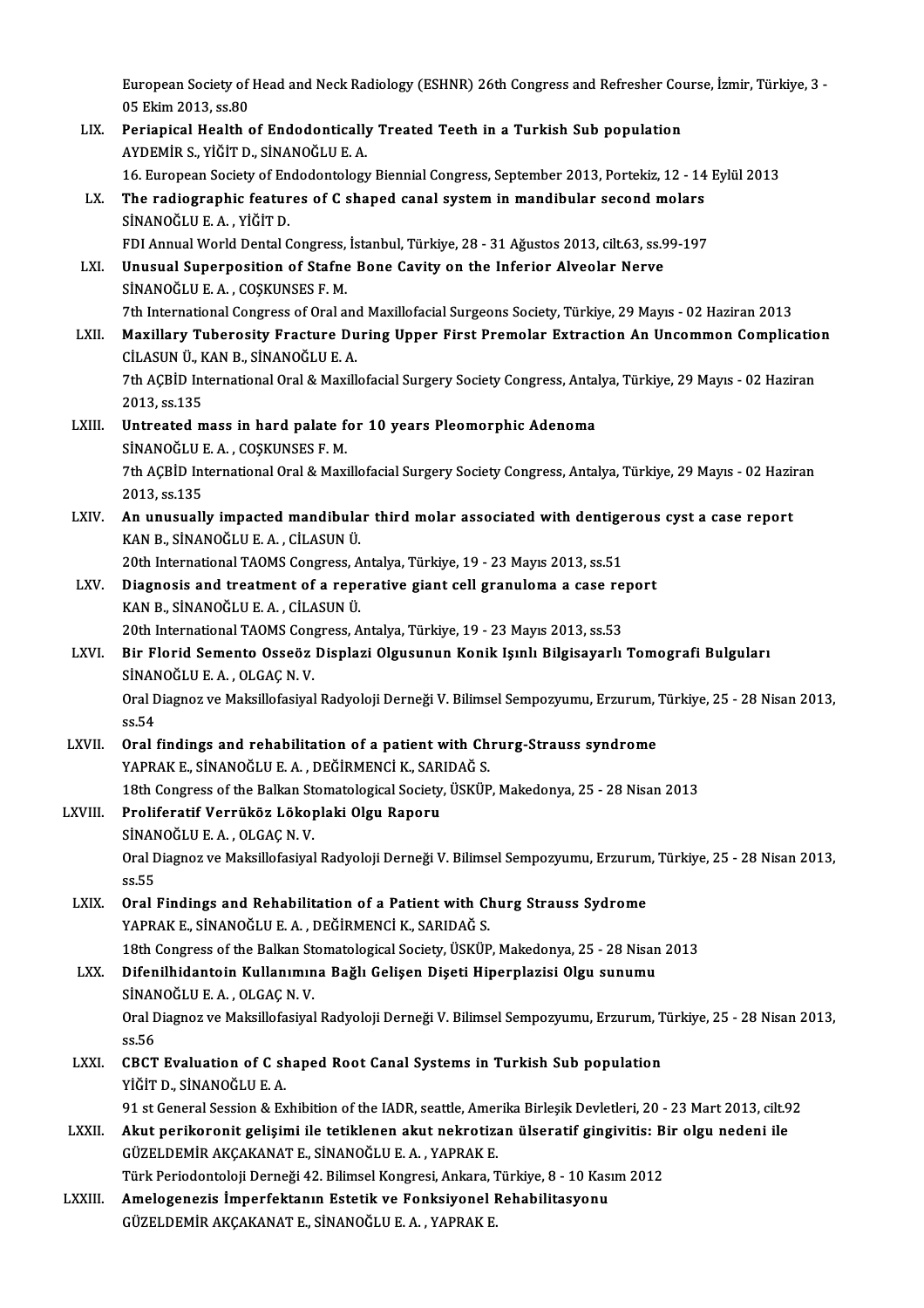European Society of Head and Neck Radiology (ESHNR) 26th Congress and Refresher Course, İzmir, Türkiye, 3 - 05 Ekim 2013, ss.80

LIX. **Periapical Health of Endodontically Treated Teeth in a Turkish Sub population**
AYDEMİR S., YİĞİT D., SİNANOĞLU E. A.
16. European Society of Endodontology Biennial Congress, September 2013, Portekiz, 12 - 14 Eylül 2013

LX. **The radiographic features of C shaped canal system in mandibular second molars**
SİNANOĞLU E. A. , YİĞİT D.
FDI Annual World Dental Congress, İstanbul, Türkiye, 28 - 31 Ağustos 2013, cilt.63, ss.99-197

LXI. **Unusual Superposition of Stafne Bone Cavity on the Inferior Alveolar Nerve**
SİNANOĞLU E. A. , COŞKUNSES F. M.
7th International Congress of Oral and Maxillofacial Surgeons Society, Türkiye, 29 Mayıs - 02 Haziran 2013

LXII. **Maxillary Tuberosity Fracture During Upper First Premolar Extraction An Uncommon Complication**
CİLASUN Ü., KAN B., SİNANOĞLU E. A.
7th AÇBİD International Oral & Maxillofacial Surgery Society Congress, Antalya, Türkiye, 29 Mayıs - 02 Haziran 2013, ss.135

LXIII. **Untreated mass in hard palate for 10 years Pleomorphic Adenoma**
SİNANOĞLU E. A. , COŞKUNSES F. M.
7th AÇBİD International Oral & Maxillofacial Surgery Society Congress, Antalya, Türkiye, 29 Mayıs - 02 Haziran 2013, ss.135

LXIV. **An unusually impacted mandibular third molar associated with dentigerous cyst a case report**
KAN B., SİNANOĞLU E. A. , CİLASUN Ü.
20th International TAOMS Congress, Antalya, Türkiye, 19 - 23 Mayıs 2013, ss.51

LXV. **Diagnosis and treatment of a reperative giant cell granuloma a case report**
KAN B., SİNANOĞLU E. A. , CİLASUN Ü.
20th International TAOMS Congress, Antalya, Türkiye, 19 - 23 Mayıs 2013, ss.53

LXVI. **Bir Florid Semento Osseöz Displazi Olgusunun Konik Işınlı Bilgisayarlı Tomografi Bulguları**
SİNANOĞLU E. A. , OLGAÇ N. V.
Oral Diagnoz ve Maksillofasiyal Radyoloji Derneği V. Bilimsel Sempozyumu, Erzurum, Türkiye, 25 - 28 Nisan 2013, ss.54

LXVII. **Oral findings and rehabilitation of a patient with Chrurg-Strauss syndrome**
YAPRAK E., SİNANOĞLU E. A. , DEĞİRMENCİ K., SARIDAĞ S.
18th Congress of the Balkan Stomatological Society, ÜSKÜP, Makedonya, 25 - 28 Nisan 2013

LXVIII. **Proliferatif Verrüköz Lökoplaki Olgu Raporu**
SİNANOĞLU E. A. , OLGAÇ N. V.
Oral Diagnoz ve Maksillofasiyal Radyoloji Derneği V. Bilimsel Sempozyumu, Erzurum, Türkiye, 25 - 28 Nisan 2013, ss.55

LXIX. **Oral Findings and Rehabilitation of a Patient with Churg Strauss Sydrome**
YAPRAK E., SİNANOĞLU E. A. , DEĞİRMENCİ K., SARIDAĞ S.
18th Congress of the Balkan Stomatological Society, ÜSKÜP, Makedonya, 25 - 28 Nisan 2013

LXX. **Difenilhidantoin Kullanımına Bağlı Gelişen Dişeti Hiperplazisi Olgu sunumu**
SİNANOĞLU E. A. , OLGAÇ N. V.
Oral Diagnoz ve Maksillofasiyal Radyoloji Derneği V. Bilimsel Sempozyumu, Erzurum, Türkiye, 25 - 28 Nisan 2013, ss.56

LXXI. **CBCT Evaluation of C shaped Root Canal Systems in Turkish Sub population**
YİĞİT D., SİNANOĞLU E. A.
91 st General Session & Exhibition of the IADR, seattle, Amerika Birleşik Devletleri, 20 - 23 Mart 2013, cilt.92

LXXII. **Akut perikoronit gelişimi ile tetiklenen akut nekrotizan ülseratif gingivitis: Bir olgu nedeni ile**
GÜZELDEMİR AKÇAKANAT E., SİNANOĞLU E. A. , YAPRAK E.
Türk Periodontoloji Derneği 42. Bilimsel Kongresi, Ankara, Türkiye, 8 - 10 Kasım 2012

LXXIII. **Amelogenezis İmperfektanın Estetik ve Fonksiyonel Rehabilitasyonu**
GÜZELDEMİR AKÇAKANAT E., SİNANOĞLU E. A. , YAPRAK E.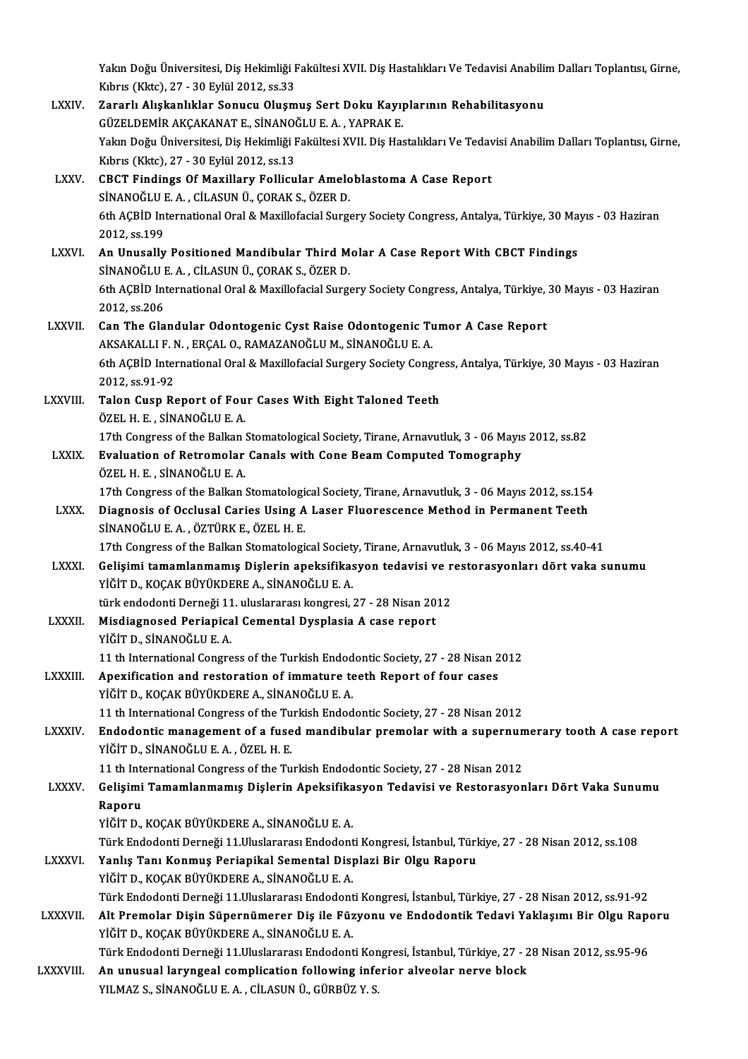Yakın Doğu Üniversitesi, Diş Hekimliği Fakültesi XVII. Diş Hastalıkları Ve Tedavisi Anabilim Dalları Toplantısı, Girne, Kıbrıs (Kktc), 27 - 30 Eylül 2012, ss.33

LXXIV. **Zararlı Alışkanlıklar Sonucu Oluşmuş Sert Doku Kayıplarının Rehabilitasyonu**
GÜZELDEMİR AKÇAKANAT E., SİNANOĞLU E. A. , YAPRAK E.
Yakın Doğu Üniversitesi, Diş Hekimliği Fakültesi XVII. Diş Hastalıkları Ve Tedavisi Anabilim Dalları Toplantısı, Girne, Kıbrıs (Kktc), 27 - 30 Eylül 2012, ss.13

LXXV. **CBCT Findings Of Maxillary Follicular Ameloblastoma A Case Report**
SİNANOĞLU E. A. , CİLASUN Ü., ÇORAK S., ÖZER D.
6th AÇBİD International Oral & Maxillofacial Surgery Society Congress, Antalya, Türkiye, 30 Mayıs - 03 Haziran 2012, ss.199

LXXVI. **An Unusally Positioned Mandibular Third Molar A Case Report With CBCT Findings**
SİNANOĞLU E. A. , CİLASUN Ü., ÇORAK S., ÖZER D.
6th AÇBİD International Oral & Maxillofacial Surgery Society Congress, Antalya, Türkiye, 30 Mayıs - 03 Haziran 2012, ss.206

LXXVII. **Can The Glandular Odontogenic Cyst Raise Odontogenic Tumor A Case Report**
AKSAKALLI F. N. , ERÇAL O., RAMAZANOĞLU M., SİNANOĞLU E. A.
6th AÇBİD International Oral & Maxillofacial Surgery Society Congress, Antalya, Türkiye, 30 Mayıs - 03 Haziran 2012, ss.91-92

LXXVIII. **Talon Cusp Report of Four Cases With Eight Taloned Teeth**
ÖZEL H. E. , SİNANOĞLU E. A.
17th Congress of the Balkan Stomatological Society, Tirane, Arnavutluk, 3 - 06 Mayıs 2012, ss.82

LXXIX. **Evaluation of Retromolar Canals with Cone Beam Computed Tomography**
ÖZEL H. E. , SİNANOĞLU E. A.
17th Congress of the Balkan Stomatological Society, Tirane, Arnavutluk, 3 - 06 Mayıs 2012, ss.154

LXXX. **Diagnosis of Occlusal Caries Using A Laser Fluorescence Method in Permanent Teeth**
SİNANOĞLU E. A. , ÖZTÜRK E., ÖZEL H. E.
17th Congress of the Balkan Stomatological Society, Tirane, Arnavutluk, 3 - 06 Mayıs 2012, ss.40-41

LXXXI. **Gelişimi tamamlanmamış Dişlerin apeksifikasyon tedavisi ve restorasyonları dört vaka sunumu**
YİĞİT D., KOÇAK BÜYÜKDERE A., SİNANOĞLU E. A.
türk endodonti Derneği 11. uluslararası kongresi, 27 - 28 Nisan 2012

LXXXII. **Misdiagnosed Periapical Cemental Dysplasia A case report**
YİĞİT D., SİNANOĞLU E. A.
11 th International Congress of the Turkish Endodontic Society, 27 - 28 Nisan 2012

LXXXIII. **Apexification and restoration of immature teeth Report of four cases**
YİĞİT D., KOÇAK BÜYÜKDERE A., SİNANOĞLU E. A.
11 th International Congress of the Turkish Endodontic Society, 27 - 28 Nisan 2012

LXXXIV. **Endodontic management of a fused mandibular premolar with a supernumerary tooth A case report**
YİĞİT D., SİNANOĞLU E. A. , ÖZEL H. E.
11 th International Congress of the Turkish Endodontic Society, 27 - 28 Nisan 2012

LXXXV. **Gelişimi Tamamlanmamış Dişlerin Apeksifikasyon Tedavisi ve Restorasyonları Dört Vaka Sunumu Raporu**
YİĞİT D., KOÇAK BÜYÜKDERE A., SİNANOĞLU E. A.
Türk Endodonti Derneği 11.Uluslararası Endodonti Kongresi, İstanbul, Türkiye, 27 - 28 Nisan 2012, ss.108

LXXXVI. **Yanlış Tanı Konmuş Periapikal Semental Displazi Bir Olgu Raporu**
YİĞİT D., KOÇAK BÜYÜKDERE A., SİNANOĞLU E. A.
Türk Endodonti Derneği 11.Uluslararası Endodonti Kongresi, İstanbul, Türkiye, 27 - 28 Nisan 2012, ss.91-92

LXXXVII. **Alt Premolar Dişin Süpernümerer Diş ile Füzyonu ve Endodontik Tedavi Yaklaşımı Bir Olgu Raporu**
YİĞİT D., KOÇAK BÜYÜKDERE A., SİNANOĞLU E. A.
Türk Endodonti Derneği 11.Uluslararası Endodonti Kongresi, İstanbul, Türkiye, 27 - 28 Nisan 2012, ss.95-96

LXXXVIII. **An unusual laryngeal complication following inferior alveolar nerve block**
YILMAZ S., SİNANOĞLU E. A. , CİLASUN Ü., GÜRBÜZ Y. S.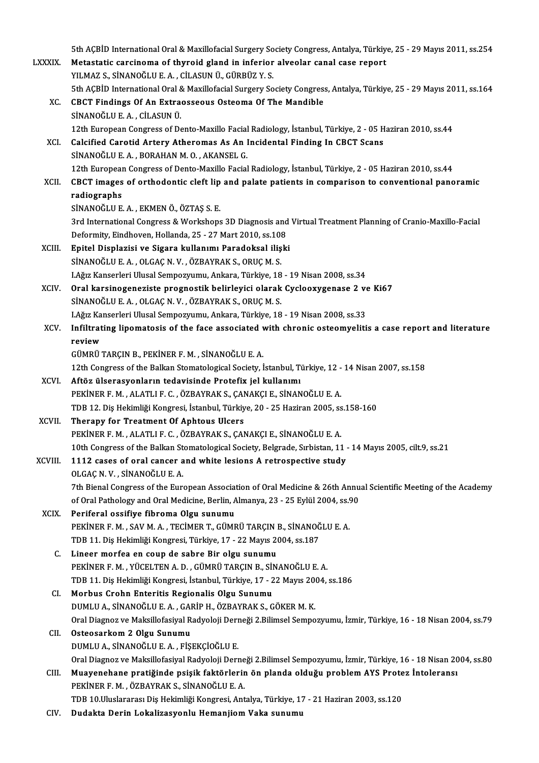5th AÇBİD International Oral & Maxillofacial Surgery Society Congress, Antalya, Türkiye, 25 - 29 Mayıs 2011, ss.254

LXXXIX. **Metastatic carcinoma of thyroid gland in inferior alveolar canal case report**
YILMAZ S., SİNANOĞLU E. A. , CİLASUN Ü., GÜRBÜZ Y. S.
5th AÇBİD International Oral & Maxillofacial Surgery Society Congress, Antalya, Türkiye, 25 - 29 Mayıs 2011, ss.164

XC. **CBCT Findings Of An Extraosseous Osteoma Of The Mandible**
SİNANOĞLU E. A. , CİLASUN Ü.
12th European Congress of Dento-Maxillo Facial Radiology, İstanbul, Türkiye, 2 - 05 Haziran 2010, ss.44

XCI. **Calcified Carotid Artery Atheromas As An Incidental Finding In CBCT Scans**
SİNANOĞLU E. A. , BORAHAN M. O. , AKANSEL G.
12th European Congress of Dento-Maxillo Facial Radiology, İstanbul, Türkiye, 2 - 05 Haziran 2010, ss.44

XCII. **CBCT images of orthodontic cleft lip and palate patients in comparison to conventional panoramic radiographs**
SİNANOĞLU E. A. , EKMEN Ö., ÖZTAŞ S. E.
3rd International Congress & Workshops 3D Diagnosis and Virtual Treatment Planning of Cranio-Maxillo-Facial Deformity, Eindhoven, Hollanda, 25 - 27 Mart 2010, ss.108

XCIII. **Epitel Displazisi ve Sigara kullanımı Paradoksal ilişki**
SİNANOĞLU E. A. , OLGAÇ N. V. , ÖZBAYRAK S., ORUÇ M. S.
I.Ağız Kanserleri Ulusal Sempozyumu, Ankara, Türkiye, 18 - 19 Nisan 2008, ss.34

XCIV. **Oral karsinogeneziste prognostik belirleyici olarak Cyclooxygenase 2 ve Ki67**
SİNANOĞLU E. A. , OLGAÇ N. V. , ÖZBAYRAK S., ORUÇ M. S.
I.Ağız Kanserleri Ulusal Sempozyumu, Ankara, Türkiye, 18 - 19 Nisan 2008, ss.33

XCV. **Infiltrating lipomatosis of the face associated with chronic osteomyelitis a case report and literature review**
GÜMRÜ TARÇIN B., PEKİNER F. M. , SİNANOĞLU E. A.
12th Congress of the Balkan Stomatological Society, İstanbul, Türkiye, 12 - 14 Nisan 2007, ss.158

XCVI. **Aftöz ülserasyonların tedavisinde Protefix jel kullanımı**
PEKİNER F. M. , ALATLI F. C. , ÖZBAYRAK S., ÇANAKÇI E., SİNANOĞLU E. A.
TDB 12. Diş Hekimliği Kongresi, İstanbul, Türkiye, 20 - 25 Haziran 2005, ss.158-160

XCVII. **Therapy for Treatment Of Aphtous Ulcers**
PEKİNER F. M. , ALATLI F. C. , ÖZBAYRAK S., ÇANAKÇI E., SİNANOĞLU E. A.
10th Congress of the Balkan Stomatological Society, Belgrade, Sırbistan, 11 - 14 Mayıs 2005, cilt.9, ss.21

XCVIII. **1112 cases of oral cancer and white lesions A retrospective study**
OLGAÇ N. V. , SİNANOĞLU E. A.
7th Bienal Congress of the European Association of Oral Medicine & 26th Annual Scientific Meeting of the Academy of Oral Pathology and Oral Medicine, Berlin, Almanya, 23 - 25 Eylül 2004, ss.90

XCIX. **Periferal ossifiye fibroma Olgu sunumu**
PEKİNER F. M. , SAV M. A. , TECİMER T., GÜMRÜ TARÇIN B., SİNANOĞLU E. A.
TDB 11. Diş Hekimliği Kongresi, Türkiye, 17 - 22 Mayıs 2004, ss.187

C. **Lineer morfea en coup de sabre Bir olgu sunumu**
PEKİNER F. M. , YÜCELTEN A. D. , GÜMRÜ TARÇIN B., SİNANOĞLU E. A.
TDB 11. Diş Hekimliği Kongresi, İstanbul, Türkiye, 17 - 22 Mayıs 2004, ss.186

CI. **Morbus Crohn Enteritis Regionalis Olgu Sunumu**
DUMLU A., SİNANOĞLU E. A. , GARİP H., ÖZBAYRAK S., GÖKER M. K.
Oral Diagnoz ve Maksillofasiyal Radyoloji Derneği 2.Bilimsel Sempozyumu, İzmir, Türkiye, 16 - 18 Nisan 2004, ss.79

CII. **Osteosarkom 2 Olgu Sunumu**
DUMLU A., SİNANOĞLU E. A. , FİŞEKÇİOĞLU E.
Oral Diagnoz ve Maksillofasiyal Radyoloji Derneği 2.Bilimsel Sempozyumu, İzmir, Türkiye, 16 - 18 Nisan 2004, ss.80

CIII. **Muayenehane pratiğinde psişik faktörlerin ön planda olduğu problem AYS Protez İntoleransı**
PEKİNER F. M. , ÖZBAYRAK S., SİNANOĞLU E. A.
TDB 10.Uluslararası Diş Hekimliği Kongresi, Antalya, Türkiye, 17 - 21 Haziran 2003, ss.120

CIV. **Dudakta Derin Lokalizasyonlu Hemanjiom Vaka sunumu**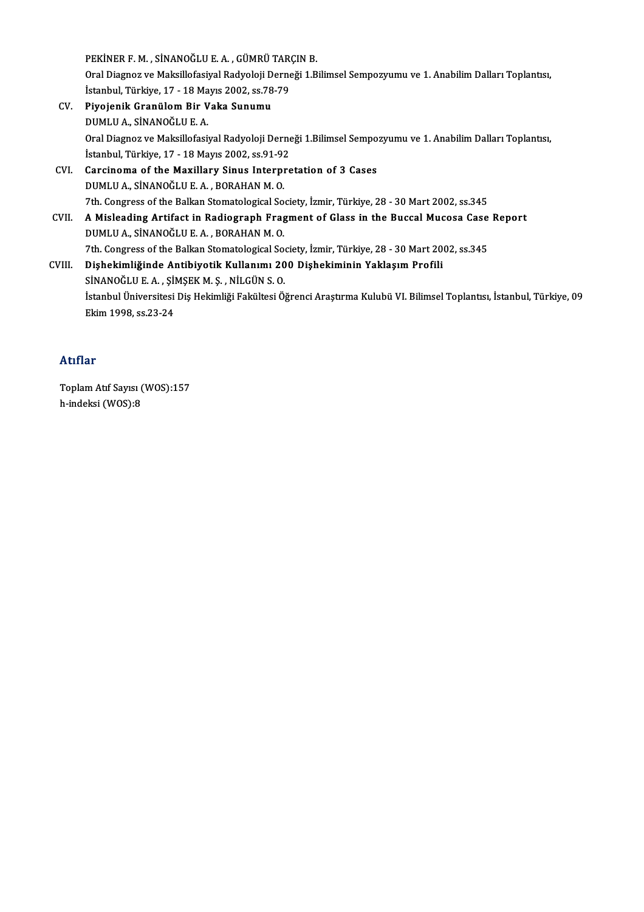PEKİNER F. M. , SİNANOĞLU E. A. , GÜMRÜ TARÇIN B.
Oral Diagnoz ve Maksillofasiyal Radyoloji Derneği 1.Bilimsel Sempozyumu ve 1. Anabilim Dalları Toplantısı, İstanbul, Türkiye, 17 - 18 Mayıs 2002, ss.78-79

CV. **Piyojenik Granülom Bir Vaka Sunumu**
DUMLU A., SİNANOĞLU E. A.
Oral Diagnoz ve Maksillofasiyal Radyoloji Derneği 1.Bilimsel Sempozyumu ve 1. Anabilim Dalları Toplantısı, İstanbul, Türkiye, 17 - 18 Mayıs 2002, ss.91-92

CVI. **Carcinoma of the Maxillary Sinus Interpretation of 3 Cases**
DUMLU A., SİNANOĞLU E. A. , BORAHAN M. O.
7th. Congress of the Balkan Stomatological Society, İzmir, Türkiye, 28 - 30 Mart 2002, ss.345

CVII. **A Misleading Artifact in Radiograph Fragment of Glass in the Buccal Mucosa Case Report**
DUMLU A., SİNANOĞLU E. A. , BORAHAN M. O.
7th. Congress of the Balkan Stomatological Society, İzmir, Türkiye, 28 - 30 Mart 2002, ss.345

CVIII. **Dişhekimliğinde Antibiyotik Kullanımı 200 Dişhekiminin Yaklaşım Profili**
SİNANOĞLU E. A. , ŞİMŞEK M. Ş. , NİLGÜN S. O.
İstanbul Üniversitesi Diş Hekimliği Fakültesi Öğrenci Araştırma Kulubü VI. Bilimsel Toplantısı, İstanbul, Türkiye, 09 Ekim 1998, ss.23-24

## Atıflar

Toplam Atıf Sayısı (WOS):157
h-indeksi (WOS):8